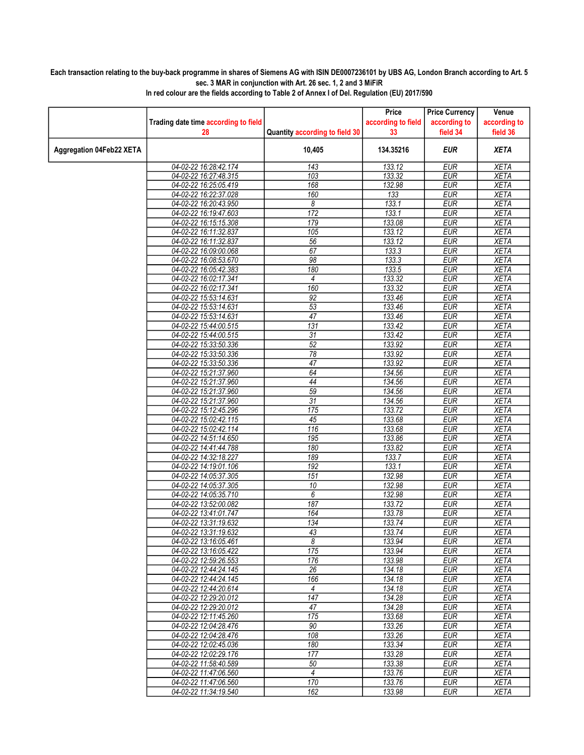**Each transaction relating to the buy-back programme in shares of Siemens AG with ISIN DE0007236101 by UBS AG, London Branch according to Art. 5 sec. 3 MAR in conjunction with Art. 26 sec. 1, 2 and 3 MiFiR**

**In red colour are the fields according to Table 2 of Annex I of Del. Regulation (EU) 2017/590**

| | Trading date time according to field 28 | Quantity according to field 30 | Price according to field 33 | Price Currency according to field 34 | Venue according to field 36 |
|---|---|---|---|---|---|
| Aggregation 04Feb22 XETA | | 10,405 | 134.35216 | EUR | XETA |
| | 04-02-22 16:28:42.174 | 143 | 133.12 | EUR | XETA |
| | 04-02-22 16:27:48.315 | 103 | 133.32 | EUR | XETA |
| | 04-02-22 16:25:05.419 | 168 | 132.98 | EUR | XETA |
| | 04-02-22 16:22:37.028 | 160 | 133 | EUR | XETA |
| | 04-02-22 16:20:43.950 | 8 | 133.1 | EUR | XETA |
| | 04-02-22 16:19:47.603 | 172 | 133.1 | EUR | XETA |
| | 04-02-22 16:15:15.308 | 179 | 133.08 | EUR | XETA |
| | 04-02-22 16:11:32.837 | 105 | 133.12 | EUR | XETA |
| | 04-02-22 16:11:32.837 | 56 | 133.12 | EUR | XETA |
| | 04-02-22 16:09:00.068 | 67 | 133.3 | EUR | XETA |
| | 04-02-22 16:08:53.670 | 98 | 133.3 | EUR | XETA |
| | 04-02-22 16:05:42.383 | 180 | 133.5 | EUR | XETA |
| | 04-02-22 16:02:17.341 | 4 | 133.32 | EUR | XETA |
| | 04-02-22 16:02:17.341 | 160 | 133.32 | EUR | XETA |
| | 04-02-22 15:53:14.631 | 92 | 133.46 | EUR | XETA |
| | 04-02-22 15:53:14.631 | 53 | 133.46 | EUR | XETA |
| | 04-02-22 15:53:14.631 | 47 | 133.46 | EUR | XETA |
| | 04-02-22 15:44:00.515 | 131 | 133.42 | EUR | XETA |
| | 04-02-22 15:44:00.515 | 31 | 133.42 | EUR | XETA |
| | 04-02-22 15:33:50.336 | 52 | 133.92 | EUR | XETA |
| | 04-02-22 15:33:50.336 | 78 | 133.92 | EUR | XETA |
| | 04-02-22 15:33:50.336 | 47 | 133.92 | EUR | XETA |
| | 04-02-22 15:21:37.960 | 64 | 134.56 | EUR | XETA |
| | 04-02-22 15:21:37.960 | 44 | 134.56 | EUR | XETA |
| | 04-02-22 15:21:37.960 | 59 | 134.56 | EUR | XETA |
| | 04-02-22 15:21:37.960 | 31 | 134.56 | EUR | XETA |
| | 04-02-22 15:12:45.296 | 175 | 133.72 | EUR | XETA |
| | 04-02-22 15:02:42.115 | 45 | 133.68 | EUR | XETA |
| | 04-02-22 15:02:42.114 | 116 | 133.68 | EUR | XETA |
| | 04-02-22 14:51:14.650 | 195 | 133.86 | EUR | XETA |
| | 04-02-22 14:41:44.788 | 180 | 133.82 | EUR | XETA |
| | 04-02-22 14:32:18.227 | 189 | 133.7 | EUR | XETA |
| | 04-02-22 14:19:01.106 | 192 | 133.1 | EUR | XETA |
| | 04-02-22 14:05:37.305 | 151 | 132.98 | EUR | XETA |
| | 04-02-22 14:05:37.305 | 10 | 132.98 | EUR | XETA |
| | 04-02-22 14:05:35.710 | 6 | 132.98 | EUR | XETA |
| | 04-02-22 13:52:00.082 | 187 | 133.72 | EUR | XETA |
| | 04-02-22 13:41:01.747 | 164 | 133.78 | EUR | XETA |
| | 04-02-22 13:31:19.632 | 134 | 133.74 | EUR | XETA |
| | 04-02-22 13:31:19.632 | 43 | 133.74 | EUR | XETA |
| | 04-02-22 13:16:05.461 | 8 | 133.94 | EUR | XETA |
| | 04-02-22 13:16:05.422 | 175 | 133.94 | EUR | XETA |
| | 04-02-22 12:59:26.553 | 176 | 133.98 | EUR | XETA |
| | 04-02-22 12:44:24.145 | 26 | 134.18 | EUR | XETA |
| | 04-02-22 12:44:24.145 | 166 | 134.18 | EUR | XETA |
| | 04-02-22 12:44:20.614 | 4 | 134.18 | EUR | XETA |
| | 04-02-22 12:29:20.012 | 147 | 134.28 | EUR | XETA |
| | 04-02-22 12:29:20.012 | 47 | 134.28 | EUR | XETA |
| | 04-02-22 12:11:45.260 | 175 | 133.68 | EUR | XETA |
| | 04-02-22 12:04:28.476 | 90 | 133.26 | EUR | XETA |
| | 04-02-22 12:04:28.476 | 108 | 133.26 | EUR | XETA |
| | 04-02-22 12:02:45.036 | 180 | 133.34 | EUR | XETA |
| | 04-02-22 12:02:29.176 | 177 | 133.28 | EUR | XETA |
| | 04-02-22 11:58:40.589 | 50 | 133.38 | EUR | XETA |
| | 04-02-22 11:47:06.560 | 4 | 133.76 | EUR | XETA |
| | 04-02-22 11:47:06.560 | 170 | 133.76 | EUR | XETA |
| | 04-02-22 11:34:19.540 | 162 | 133.98 | EUR | XETA |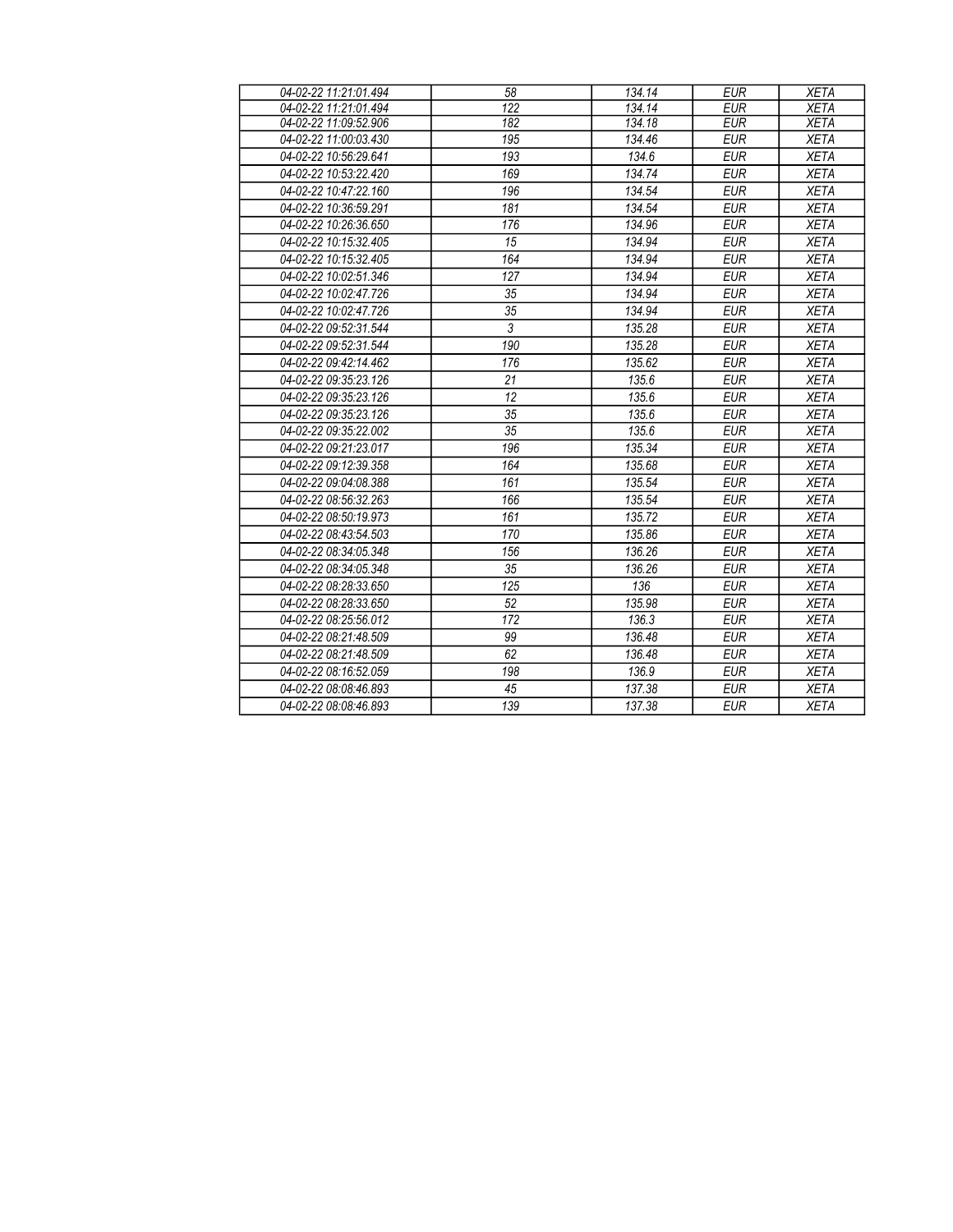| 04-02-22 11:21:01.494 | 58 | 134.14 | EUR | XETA |
|---|---|---|---|---|
| 04-02-22 11:21:01.494 | 122 | 134.14 | EUR | XETA |
| 04-02-22 11:09:52.906 | 182 | 134.18 | EUR | XETA |
| 04-02-22 11:00:03.430 | 195 | 134.46 | EUR | XETA |
| 04-02-22 10:56:29.641 | 193 | 134.6 | EUR | XETA |
| 04-02-22 10:53:22.420 | 169 | 134.74 | EUR | XETA |
| 04-02-22 10:47:22.160 | 196 | 134.54 | EUR | XETA |
| 04-02-22 10:36:59.291 | 181 | 134.54 | EUR | XETA |
| 04-02-22 10:26:36.650 | 176 | 134.96 | EUR | XETA |
| 04-02-22 10:15:32.405 | 15 | 134.94 | EUR | XETA |
| 04-02-22 10:15:32.405 | 164 | 134.94 | EUR | XETA |
| 04-02-22 10:02:51.346 | 127 | 134.94 | EUR | XETA |
| 04-02-22 10:02:47.726 | 35 | 134.94 | EUR | XETA |
| 04-02-22 10:02:47.726 | 35 | 134.94 | EUR | XETA |
| 04-02-22 09:52:31.544 | 3 | 135.28 | EUR | XETA |
| 04-02-22 09:52:31.544 | 190 | 135.28 | EUR | XETA |
| 04-02-22 09:42:14.462 | 176 | 135.62 | EUR | XETA |
| 04-02-22 09:35:23.126 | 21 | 135.6 | EUR | XETA |
| 04-02-22 09:35:23.126 | 12 | 135.6 | EUR | XETA |
| 04-02-22 09:35:23.126 | 35 | 135.6 | EUR | XETA |
| 04-02-22 09:35:22.002 | 35 | 135.6 | EUR | XETA |
| 04-02-22 09:21:23.017 | 196 | 135.34 | EUR | XETA |
| 04-02-22 09:12:39.358 | 164 | 135.68 | EUR | XETA |
| 04-02-22 09:04:08.388 | 161 | 135.54 | EUR | XETA |
| 04-02-22 08:56:32.263 | 166 | 135.54 | EUR | XETA |
| 04-02-22 08:50:19.973 | 161 | 135.72 | EUR | XETA |
| 04-02-22 08:43:54.503 | 170 | 135.86 | EUR | XETA |
| 04-02-22 08:34:05.348 | 156 | 136.26 | EUR | XETA |
| 04-02-22 08:34:05.348 | 35 | 136.26 | EUR | XETA |
| 04-02-22 08:28:33.650 | 125 | 136 | EUR | XETA |
| 04-02-22 08:28:33.650 | 52 | 135.98 | EUR | XETA |
| 04-02-22 08:25:56.012 | 172 | 136.3 | EUR | XETA |
| 04-02-22 08:21:48.509 | 99 | 136.48 | EUR | XETA |
| 04-02-22 08:21:48.509 | 62 | 136.48 | EUR | XETA |
| 04-02-22 08:16:52.059 | 198 | 136.9 | EUR | XETA |
| 04-02-22 08:08:46.893 | 45 | 137.38 | EUR | XETA |
| 04-02-22 08:08:46.893 | 139 | 137.38 | EUR | XETA |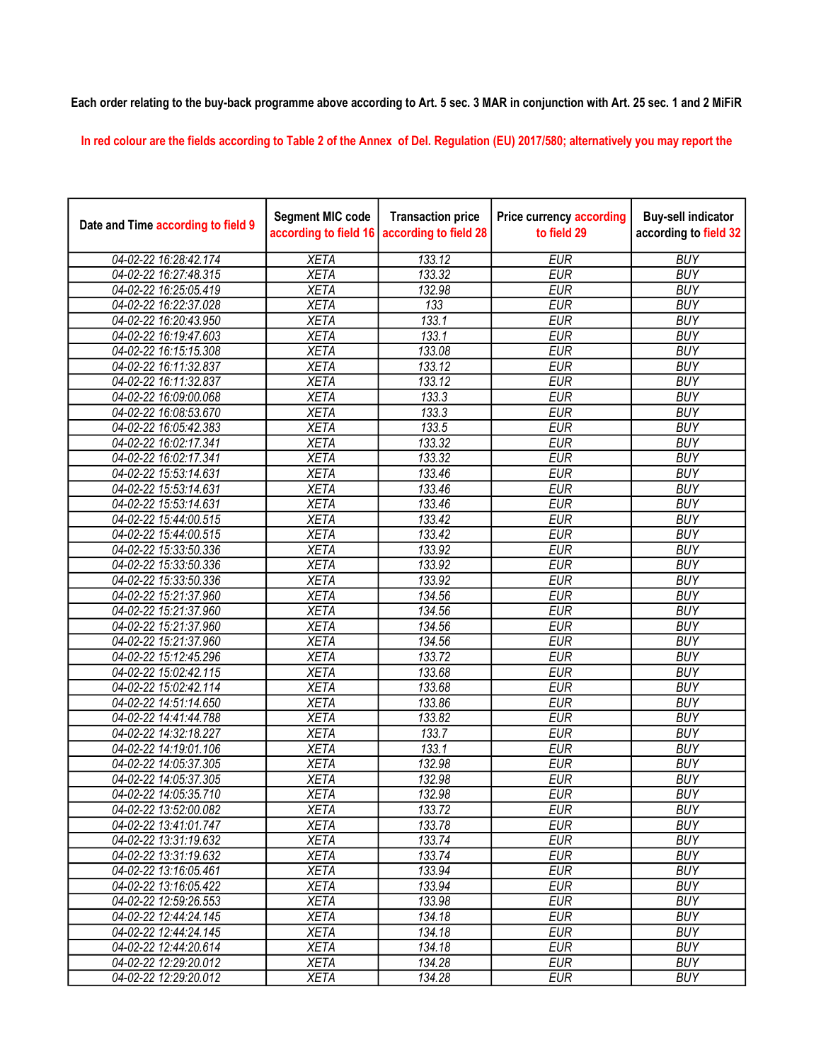**Each order relating to the buy-back programme above according to Art. 5 sec. 3 MAR in conjunction with Art. 25 sec. 1 and 2 MiFiR**

**In red colour are the fields according to Table 2 of the Annex of Del. Regulation (EU) 2017/580; alternatively you may report the**

| Date and Time according to field 9 | Segment MIC code according to field 16 | Transaction price according to field 28 | Price currency according to field 29 | Buy-sell indicator according to field 32 |
|---|---|---|---|---|
| 04-02-22 16:28:42.174 | XETA | 133.12 | EUR | BUY |
| 04-02-22 16:27:48.315 | XETA | 133.32 | EUR | BUY |
| 04-02-22 16:25:05.419 | XETA | 132.98 | EUR | BUY |
| 04-02-22 16:22:37.028 | XETA | 133 | EUR | BUY |
| 04-02-22 16:20:43.950 | XETA | 133.1 | EUR | BUY |
| 04-02-22 16:19:47.603 | XETA | 133.1 | EUR | BUY |
| 04-02-22 16:15:15.308 | XETA | 133.08 | EUR | BUY |
| 04-02-22 16:11:32.837 | XETA | 133.12 | EUR | BUY |
| 04-02-22 16:11:32.837 | XETA | 133.12 | EUR | BUY |
| 04-02-22 16:09:00.068 | XETA | 133.3 | EUR | BUY |
| 04-02-22 16:08:53.670 | XETA | 133.3 | EUR | BUY |
| 04-02-22 16:05:42.383 | XETA | 133.5 | EUR | BUY |
| 04-02-22 16:02:17.341 | XETA | 133.32 | EUR | BUY |
| 04-02-22 16:02:17.341 | XETA | 133.32 | EUR | BUY |
| 04-02-22 15:53:14.631 | XETA | 133.46 | EUR | BUY |
| 04-02-22 15:53:14.631 | XETA | 133.46 | EUR | BUY |
| 04-02-22 15:53:14.631 | XETA | 133.46 | EUR | BUY |
| 04-02-22 15:44:00.515 | XETA | 133.42 | EUR | BUY |
| 04-02-22 15:44:00.515 | XETA | 133.42 | EUR | BUY |
| 04-02-22 15:33:50.336 | XETA | 133.92 | EUR | BUY |
| 04-02-22 15:33:50.336 | XETA | 133.92 | EUR | BUY |
| 04-02-22 15:33:50.336 | XETA | 133.92 | EUR | BUY |
| 04-02-22 15:21:37.960 | XETA | 134.56 | EUR | BUY |
| 04-02-22 15:21:37.960 | XETA | 134.56 | EUR | BUY |
| 04-02-22 15:21:37.960 | XETA | 134.56 | EUR | BUY |
| 04-02-22 15:21:37.960 | XETA | 134.56 | EUR | BUY |
| 04-02-22 15:12:45.296 | XETA | 133.72 | EUR | BUY |
| 04-02-22 15:02:42.115 | XETA | 133.68 | EUR | BUY |
| 04-02-22 15:02:42.114 | XETA | 133.68 | EUR | BUY |
| 04-02-22 14:51:14.650 | XETA | 133.86 | EUR | BUY |
| 04-02-22 14:41:44.788 | XETA | 133.82 | EUR | BUY |
| 04-02-22 14:32:18.227 | XETA | 133.7 | EUR | BUY |
| 04-02-22 14:19:01.106 | XETA | 133.1 | EUR | BUY |
| 04-02-22 14:05:37.305 | XETA | 132.98 | EUR | BUY |
| 04-02-22 14:05:37.305 | XETA | 132.98 | EUR | BUY |
| 04-02-22 14:05:35.710 | XETA | 132.98 | EUR | BUY |
| 04-02-22 13:52:00.082 | XETA | 133.72 | EUR | BUY |
| 04-02-22 13:41:01.747 | XETA | 133.78 | EUR | BUY |
| 04-02-22 13:31:19.632 | XETA | 133.74 | EUR | BUY |
| 04-02-22 13:31:19.632 | XETA | 133.74 | EUR | BUY |
| 04-02-22 13:16:05.461 | XETA | 133.94 | EUR | BUY |
| 04-02-22 13:16:05.422 | XETA | 133.94 | EUR | BUY |
| 04-02-22 12:59:26.553 | XETA | 133.98 | EUR | BUY |
| 04-02-22 12:44:24.145 | XETA | 134.18 | EUR | BUY |
| 04-02-22 12:44:24.145 | XETA | 134.18 | EUR | BUY |
| 04-02-22 12:44:20.614 | XETA | 134.18 | EUR | BUY |
| 04-02-22 12:29:20.012 | XETA | 134.28 | EUR | BUY |
| 04-02-22 12:29:20.012 | XETA | 134.28 | EUR | BUY |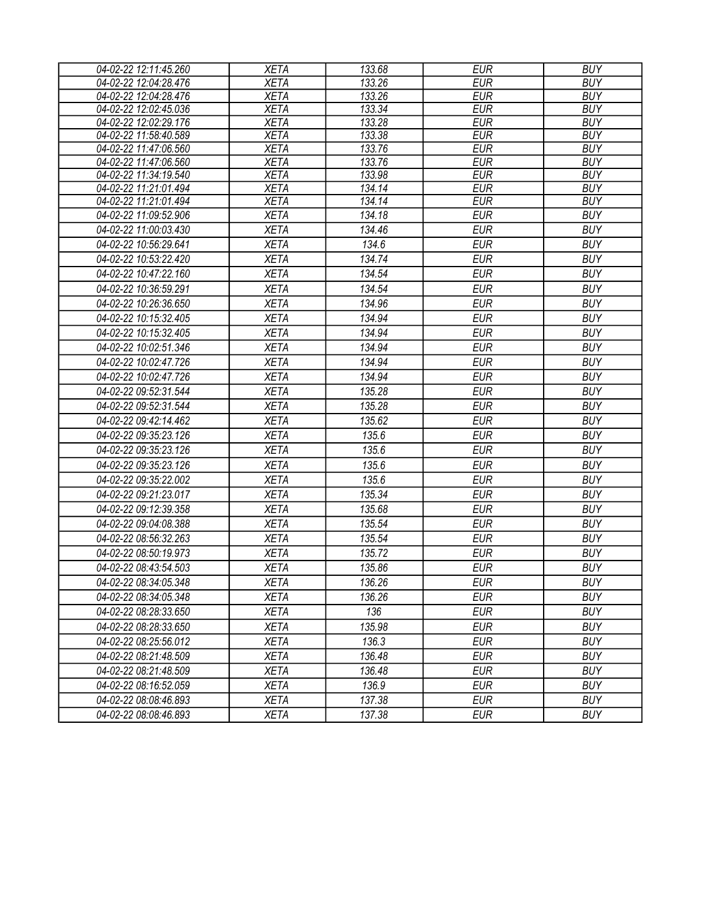| | | | | |
|---|---|---|---|---|
| 04-02-22 12:11:45.260 | XETA | 133.68 | EUR | BUY |
| 04-02-22 12:04:28.476 | XETA | 133.26 | EUR | BUY |
| 04-02-22 12:04:28.476 | XETA | 133.26 | EUR | BUY |
| 04-02-22 12:02:45.036 | XETA | 133.34 | EUR | BUY |
| 04-02-22 12:02:29.176 | XETA | 133.28 | EUR | BUY |
| 04-02-22 11:58:40.589 | XETA | 133.38 | EUR | BUY |
| 04-02-22 11:47:06.560 | XETA | 133.76 | EUR | BUY |
| 04-02-22 11:47:06.560 | XETA | 133.76 | EUR | BUY |
| 04-02-22 11:34:19.540 | XETA | 133.98 | EUR | BUY |
| 04-02-22 11:21:01.494 | XETA | 134.14 | EUR | BUY |
| 04-02-22 11:21:01.494 | XETA | 134.14 | EUR | BUY |
| 04-02-22 11:09:52.906 | XETA | 134.18 | EUR | BUY |
| 04-02-22 11:00:03.430 | XETA | 134.46 | EUR | BUY |
| 04-02-22 10:56:29.641 | XETA | 134.6 | EUR | BUY |
| 04-02-22 10:53:22.420 | XETA | 134.74 | EUR | BUY |
| 04-02-22 10:47:22.160 | XETA | 134.54 | EUR | BUY |
| 04-02-22 10:36:59.291 | XETA | 134.54 | EUR | BUY |
| 04-02-22 10:26:36.650 | XETA | 134.96 | EUR | BUY |
| 04-02-22 10:15:32.405 | XETA | 134.94 | EUR | BUY |
| 04-02-22 10:15:32.405 | XETA | 134.94 | EUR | BUY |
| 04-02-22 10:02:51.346 | XETA | 134.94 | EUR | BUY |
| 04-02-22 10:02:47.726 | XETA | 134.94 | EUR | BUY |
| 04-02-22 10:02:47.726 | XETA | 134.94 | EUR | BUY |
| 04-02-22 09:52:31.544 | XETA | 135.28 | EUR | BUY |
| 04-02-22 09:52:31.544 | XETA | 135.28 | EUR | BUY |
| 04-02-22 09:42:14.462 | XETA | 135.62 | EUR | BUY |
| 04-02-22 09:35:23.126 | XETA | 135.6 | EUR | BUY |
| 04-02-22 09:35:23.126 | XETA | 135.6 | EUR | BUY |
| 04-02-22 09:35:23.126 | XETA | 135.6 | EUR | BUY |
| 04-02-22 09:35:22.002 | XETA | 135.6 | EUR | BUY |
| 04-02-22 09:21:23.017 | XETA | 135.34 | EUR | BUY |
| 04-02-22 09:12:39.358 | XETA | 135.68 | EUR | BUY |
| 04-02-22 09:04:08.388 | XETA | 135.54 | EUR | BUY |
| 04-02-22 08:56:32.263 | XETA | 135.54 | EUR | BUY |
| 04-02-22 08:50:19.973 | XETA | 135.72 | EUR | BUY |
| 04-02-22 08:43:54.503 | XETA | 135.86 | EUR | BUY |
| 04-02-22 08:34:05.348 | XETA | 136.26 | EUR | BUY |
| 04-02-22 08:34:05.348 | XETA | 136.26 | EUR | BUY |
| 04-02-22 08:28:33.650 | XETA | 136 | EUR | BUY |
| 04-02-22 08:28:33.650 | XETA | 135.98 | EUR | BUY |
| 04-02-22 08:25:56.012 | XETA | 136.3 | EUR | BUY |
| 04-02-22 08:21:48.509 | XETA | 136.48 | EUR | BUY |
| 04-02-22 08:21:48.509 | XETA | 136.48 | EUR | BUY |
| 04-02-22 08:16:52.059 | XETA | 136.9 | EUR | BUY |
| 04-02-22 08:08:46.893 | XETA | 137.38 | EUR | BUY |
| 04-02-22 08:08:46.893 | XETA | 137.38 | EUR | BUY |